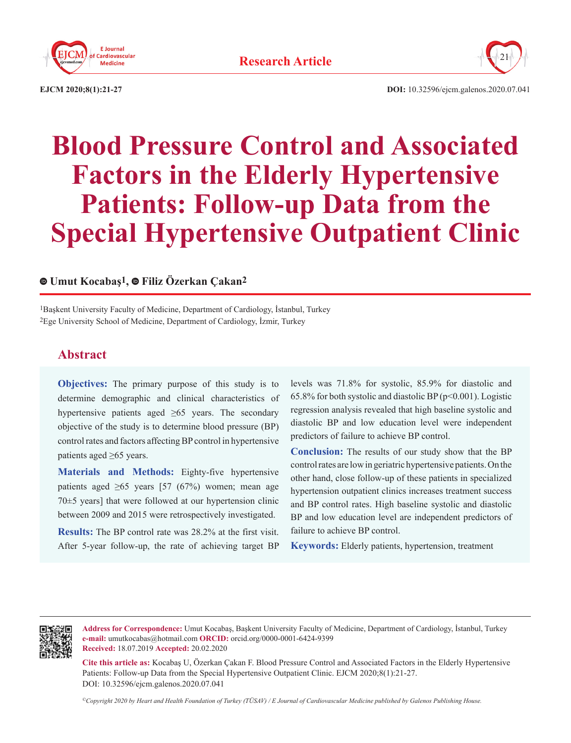Research Article

# Blood Pressure Control and Associated Factors in the Elderly Hypertensive Patients: Follow-up Data from the Special Hypertensive Outpatient Clinic

Umut Kocabaş[1], Filiz Özerkan Çakan[2]

[1]Başkent University Faculty of Medicine, Department of Cardiology, İstanbul, Turkey
[2]Ege University School of Medicine, Department of Cardiology, İzmir, Turkey

## Abstract

**Objectives:** The primary purpose of this study is to determine demographic and clinical characteristics of hypertensive patients aged ≥65 years. The secondary objective of the study is to determine blood pressure (BP) control rates and factors affecting BP control in hypertensive patients aged ≥65 years.

**Materials and Methods:** Eighty-five hypertensive patients aged ≥65 years [57 (67%) women; mean age 70±5 years] that were followed at our hypertension clinic between 2009 and 2015 were retrospectively investigated.

**Results:** The BP control rate was 28.2% at the first visit. After 5-year follow-up, the rate of achieving target BP levels was 71.8% for systolic, 85.9% for diastolic and 65.8% for both systolic and diastolic BP ($p<0.001$). Logistic regression analysis revealed that high baseline systolic and diastolic BP and low education level were independent predictors of failure to achieve BP control.

**Conclusion:** The results of our study show that the BP control rates are low in geriatric hypertensive patients. On the other hand, close follow-up of these patients in specialized hypertension outpatient clinics increases treatment success and BP control rates. High baseline systolic and diastolic BP and low education level are independent predictors of failure to achieve BP control.

**Keywords:** Elderly patients, hypertension, treatment

**Address for Correspondence:** Umut Kocabaş, Başkent University Faculty of Medicine, Department of Cardiology, İstanbul, Turkey
**e-mail:** umutkocabas@hotmail.com **ORCID:** orcid.org/0000-0001-6424-9399
**Received:** 18.07.2019 **Accepted:** 20.02.2020

**Cite this article as:** Kocabaş U, Özerkan Çakan F. Blood Pressure Control and Associated Factors in the Elderly Hypertensive Patients: Follow-up Data from the Special Hypertensive Outpatient Clinic. EJCM 2020;8(1):21-27. DOI: 10.32596/ejcm.galenos.2020.07.041

*©Copyright 2020 by Heart and Health Foundation of Turkey (TÜSAV) / E Journal of Cardiovascular Medicine published by Galenos Publishing House.*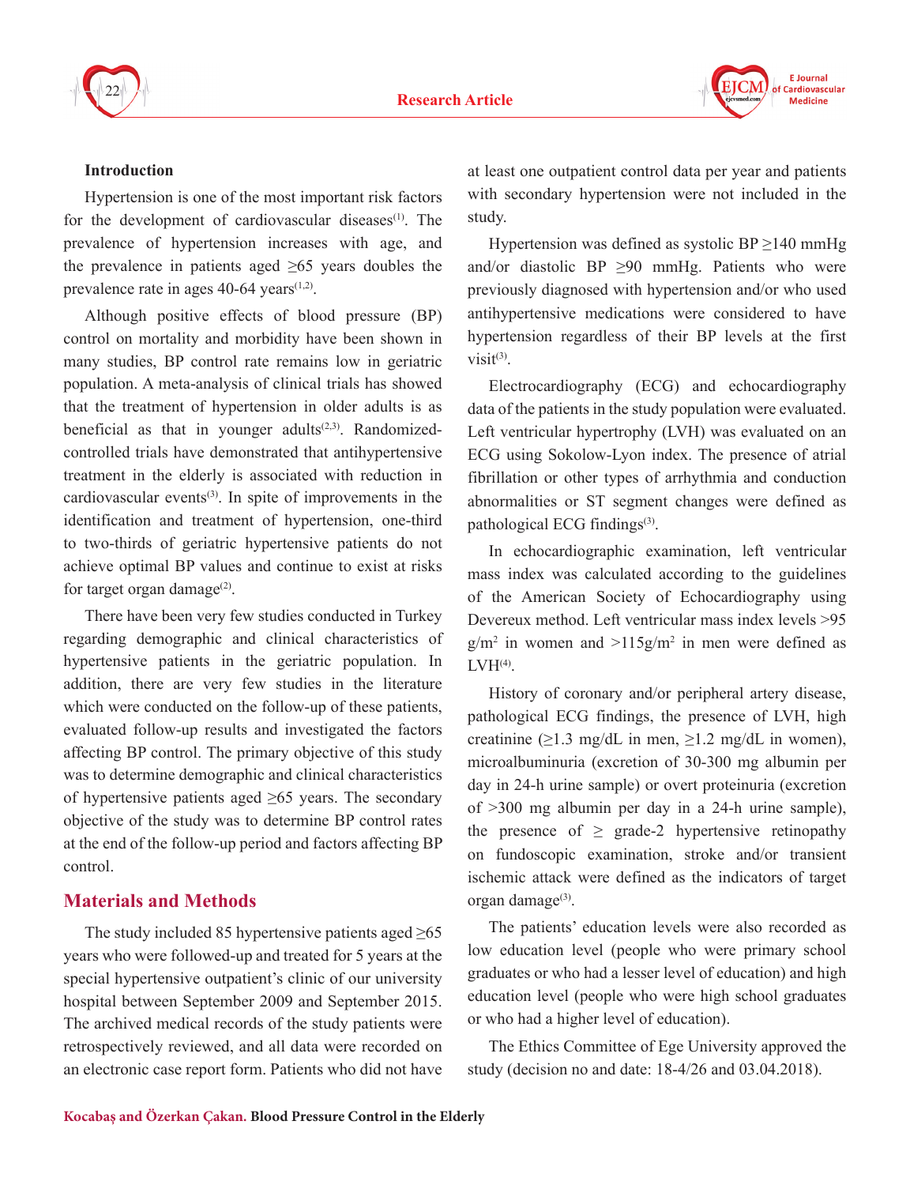## Introduction

Hypertension is one of the most important risk factors for the development of cardiovascular diseases[1]. The prevalence of hypertension increases with age, and the prevalence in patients aged ≥65 years doubles the prevalence rate in ages 40-64 years[1,2].

Although positive effects of blood pressure (BP) control on mortality and morbidity have been shown in many studies, BP control rate remains low in geriatric population. A meta-analysis of clinical trials has showed that the treatment of hypertension in older adults is as beneficial as that in younger adults[2,3]. Randomized-controlled trials have demonstrated that antihypertensive treatment in the elderly is associated with reduction in cardiovascular events[3]. In spite of improvements in the identification and treatment of hypertension, one-third to two-thirds of geriatric hypertensive patients do not achieve optimal BP values and continue to exist at risks for target organ damage[2].

There have been very few studies conducted in Turkey regarding demographic and clinical characteristics of hypertensive patients in the geriatric population. In addition, there are very few studies in the literature which were conducted on the follow-up of these patients, evaluated follow-up results and investigated the factors affecting BP control. The primary objective of this study was to determine demographic and clinical characteristics of hypertensive patients aged ≥65 years. The secondary objective of the study was to determine BP control rates at the end of the follow-up period and factors affecting BP control.

## Materials and Methods

The study included 85 hypertensive patients aged ≥65 years who were followed-up and treated for 5 years at the special hypertensive outpatient's clinic of our university hospital between September 2009 and September 2015. The archived medical records of the study patients were retrospectively reviewed, and all data were recorded on an electronic case report form. Patients who did not have at least one outpatient control data per year and patients with secondary hypertension were not included in the study.

Hypertension was defined as systolic BP ≥140 mmHg and/or diastolic BP ≥90 mmHg. Patients who were previously diagnosed with hypertension and/or who used antihypertensive medications were considered to have hypertension regardless of their BP levels at the first visit[3].

Electrocardiography (ECG) and echocardiography data of the patients in the study population were evaluated. Left ventricular hypertrophy (LVH) was evaluated on an ECG using Sokolow-Lyon index. The presence of atrial fibrillation or other types of arrhythmia and conduction abnormalities or ST segment changes were defined as pathological ECG findings[3].

In echocardiographic examination, left ventricular mass index was calculated according to the guidelines of the American Society of Echocardiography using Devereux method. Left ventricular mass index levels >95 g/m$^2$ in women and >115g/m$^2$ in men were defined as LVH[4].

History of coronary and/or peripheral artery disease, pathological ECG findings, the presence of LVH, high creatinine (≥1.3 mg/dL in men, ≥1.2 mg/dL in women), microalbuminuria (excretion of 30-300 mg albumin per day in 24-h urine sample) or overt proteinuria (excretion of >300 mg albumin per day in a 24-h urine sample), the presence of ≥ grade-2 hypertensive retinopathy on fundoscopic examination, stroke and/or transient ischemic attack were defined as the indicators of target organ damage[3].

The patients' education levels were also recorded as low education level (people who were primary school graduates or who had a lesser level of education) and high education level (people who were high school graduates or who had a higher level of education).

The Ethics Committee of Ege University approved the study (decision no and date: 18-4/26 and 03.04.2018).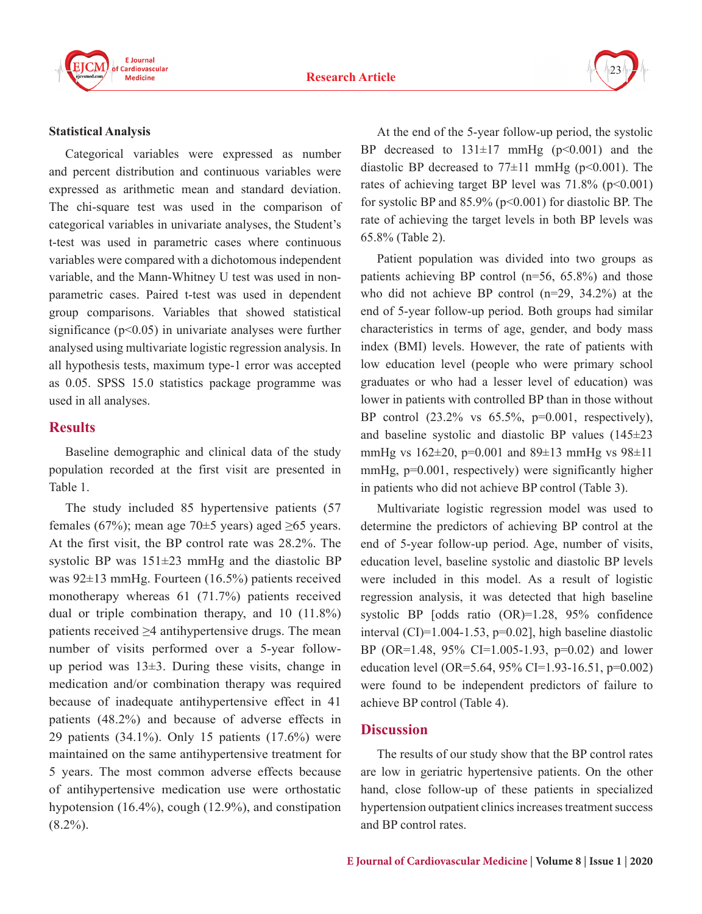### Statistical Analysis

Categorical variables were expressed as number and percent distribution and continuous variables were expressed as arithmetic mean and standard deviation. The chi-square test was used in the comparison of categorical variables in univariate analyses, the Student's t-test was used in parametric cases where continuous variables were compared with a dichotomous independent variable, and the Mann-Whitney U test was used in non-parametric cases. Paired t-test was used in dependent group comparisons. Variables that showed statistical significance ($p<0.05$) in univariate analyses were further analysed using multivariate logistic regression analysis. In all hypothesis tests, maximum type-1 error was accepted as 0.05. SPSS 15.0 statistics package programme was used in all analyses.

## Results

Baseline demographic and clinical data of the study population recorded at the first visit are presented in Table 1.

The study included 85 hypertensive patients (57 females (67%); mean age 70±5 years) aged ≥65 years. At the first visit, the BP control rate was 28.2%. The systolic BP was 151±23 mmHg and the diastolic BP was 92±13 mmHg. Fourteen (16.5%) patients received monotherapy whereas 61 (71.7%) patients received dual or triple combination therapy, and 10 (11.8%) patients received ≥4 antihypertensive drugs. The mean number of visits performed over a 5-year follow-up period was 13±3. During these visits, change in medication and/or combination therapy was required because of inadequate antihypertensive effect in 41 patients (48.2%) and because of adverse effects in 29 patients (34.1%). Only 15 patients (17.6%) were maintained on the same antihypertensive treatment for 5 years. The most common adverse effects because of antihypertensive medication use were orthostatic hypotension (16.4%), cough (12.9%), and constipation (8.2%).

At the end of the 5-year follow-up period, the systolic BP decreased to 131±17 mmHg ($p<0.001$) and the diastolic BP decreased to 77±11 mmHg ($p<0.001$). The rates of achieving target BP level was 71.8% ($p<0.001$) for systolic BP and 85.9% ($p<0.001$) for diastolic BP. The rate of achieving the target levels in both BP levels was 65.8% (Table 2).

Patient population was divided into two groups as patients achieving BP control (n=56, 65.8%) and those who did not achieve BP control (n=29, 34.2%) at the end of 5-year follow-up period. Both groups had similar characteristics in terms of age, gender, and body mass index (BMI) levels. However, the rate of patients with low education level (people who were primary school graduates or who had a lesser level of education) was lower in patients with controlled BP than in those without BP control (23.2% vs 65.5%, $p=0.001$, respectively), and baseline systolic and diastolic BP values (145±23 mmHg vs 162±20, $p=0.001$ and 89±13 mmHg vs 98±11 mmHg, $p=0.001$, respectively) were significantly higher in patients who did not achieve BP control (Table 3).

Multivariate logistic regression model was used to determine the predictors of achieving BP control at the end of 5-year follow-up period. Age, number of visits, education level, baseline systolic and diastolic BP levels were included in this model. As a result of logistic regression analysis, it was detected that high baseline systolic BP [odds ratio (OR)=1.28, 95% confidence interval (CI)=1.004-1.53, $p=0.02$], high baseline diastolic BP (OR=1.48, 95% CI=1.005-1.93, $p=0.02$) and lower education level (OR=5.64, 95% CI=1.93-16.51, $p=0.002$) were found to be independent predictors of failure to achieve BP control (Table 4).

## Discussion

The results of our study show that the BP control rates are low in geriatric hypertensive patients. On the other hand, close follow-up of these patients in specialized hypertension outpatient clinics increases treatment success and BP control rates.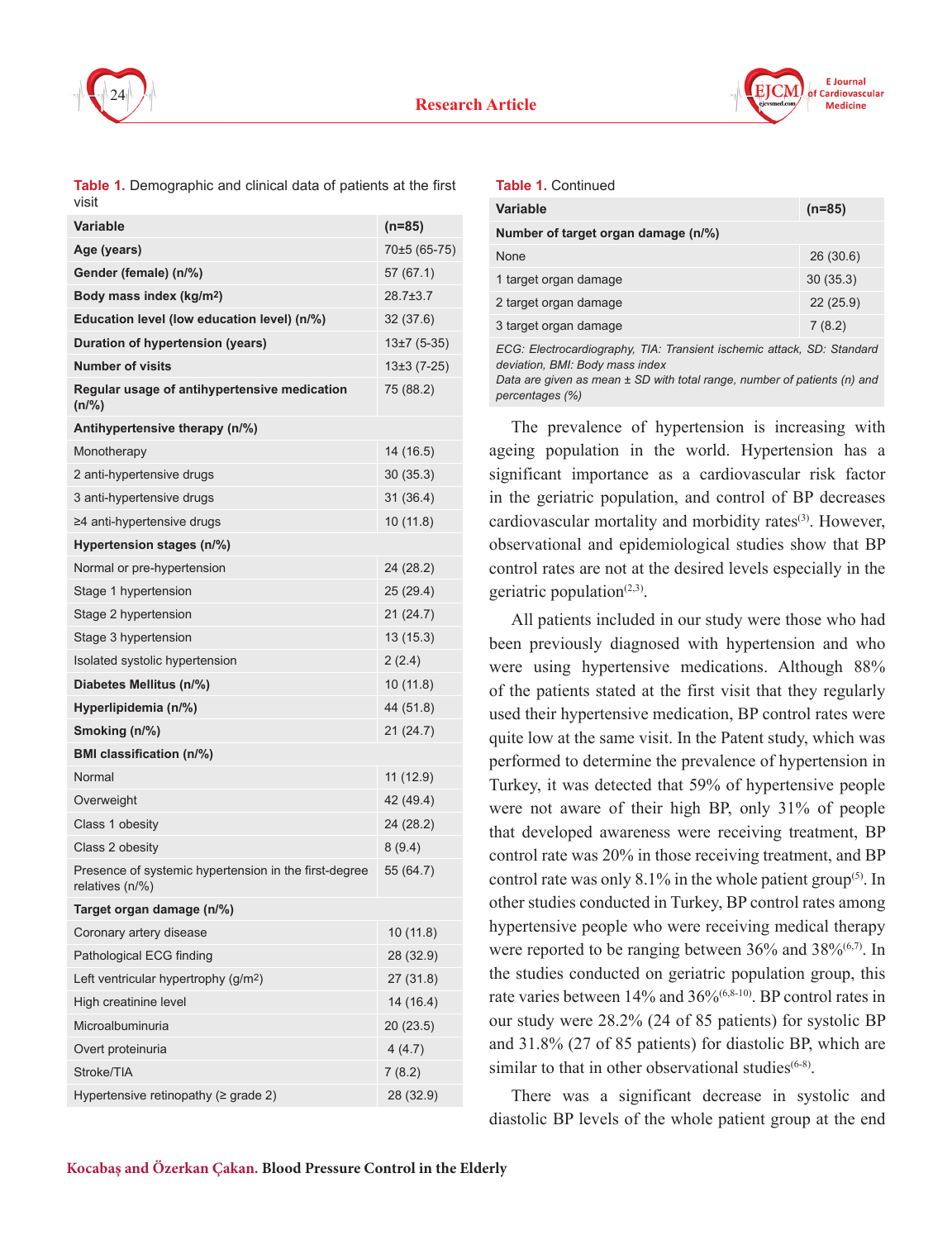**Table 1.** Demographic and clinical data of patients at the first visit

| Variable | (n=85) |
|---|---|
| **Age (years)** | 70±5 (65-75) |
| **Gender (female) (n/%)** | 57 (67.1) |
| **Body mass index (kg/m²)** | 28.7±3.7 |
| **Education level (low education level) (n/%)** | 32 (37.6) |
| **Duration of hypertension (years)** | 13±7 (5-35) |
| **Number of visits** | 13±3 (7-25) |
| **Regular usage of antihypertensive medication (n/%)** | 75 (88.2) |
| **Antihypertensive therapy (n/%)** | |
| Monotherapy | 14 (16.5) |
| 2 anti-hypertensive drugs | 30 (35.3) |
| 3 anti-hypertensive drugs | 31 (36.4) |
| ≥4 anti-hypertensive drugs | 10 (11.8) |
| **Hypertension stages (n/%)** | |
| Normal or pre-hypertension | 24 (28.2) |
| Stage 1 hypertension | 25 (29.4) |
| Stage 2 hypertension | 21 (24.7) |
| Stage 3 hypertension | 13 (15.3) |
| Isolated systolic hypertension | 2 (2.4) |
| **Diabetes Mellitus (n/%)** | 10 (11.8) |
| **Hyperlipidemia (n/%)** | 44 (51.8) |
| **Smoking (n/%)** | 21 (24.7) |
| **BMI classification (n/%)** | |
| Normal | 11 (12.9) |
| Overweight | 42 (49.4) |
| Class 1 obesity | 24 (28.2) |
| Class 2 obesity | 8 (9.4) |
| Presence of systemic hypertension in the first-degree relatives (n/%) | 55 (64.7) |
| **Target organ damage (n/%)** | |
| Coronary artery disease | 10 (11.8) |
| Pathological ECG finding | 28 (32.9) |
| Left ventricular hypertrophy (g/m²) | 27 (31.8) |
| High creatinine level | 14 (16.4) |
| Microalbuminuria | 20 (23.5) |
| Overt proteinuria | 4 (4.7) |
| Stroke/TIA | 7 (8.2) |
| Hypertensive retinopathy (≥ grade 2) | 28 (32.9) |
| **Number of target organ damage (n/%)** | |
| None | 26 (30.6) |
| 1 target organ damage | 30 (35.3) |
| 2 target organ damage | 22 (25.9) |
| 3 target organ damage | 7 (8.2) |

*ECG: Electrocardiography, TIA: Transient ischemic attack, SD: Standard deviation, BMI: Body mass index*
*Data are given as mean ± SD with total range, number of patients (n) and percentages (%)*

The prevalence of hypertension is increasing with ageing population in the world. Hypertension has a significant importance as a cardiovascular risk factor in the geriatric population, and control of BP decreases cardiovascular mortality and morbidity rates[3]. However, observational and epidemiological studies show that BP control rates are not at the desired levels especially in the geriatric population[2,3].

All patients included in our study were those who had been previously diagnosed with hypertension and who were using hypertensive medications. Although 88% of the patients stated at the first visit that they regularly used their hypertensive medication, BP control rates were quite low at the same visit. In the Patent study, which was performed to determine the prevalence of hypertension in Turkey, it was detected that 59% of hypertensive people were not aware of their high BP, only 31% of people that developed awareness were receiving treatment, BP control rate was 20% in those receiving treatment, and BP control rate was only 8.1% in the whole patient group[5]. In other studies conducted in Turkey, BP control rates among hypertensive people who were receiving medical therapy were reported to be ranging between 36% and 38%[6,7]. In the studies conducted on geriatric population group, this rate varies between 14% and 36%[6,8-10]. BP control rates in our study were 28.2% (24 of 85 patients) for systolic BP and 31.8% (27 of 85 patients) for diastolic BP, which are similar to that in other observational studies[6-8].

There was a significant decrease in systolic and diastolic BP levels of the whole patient group at the end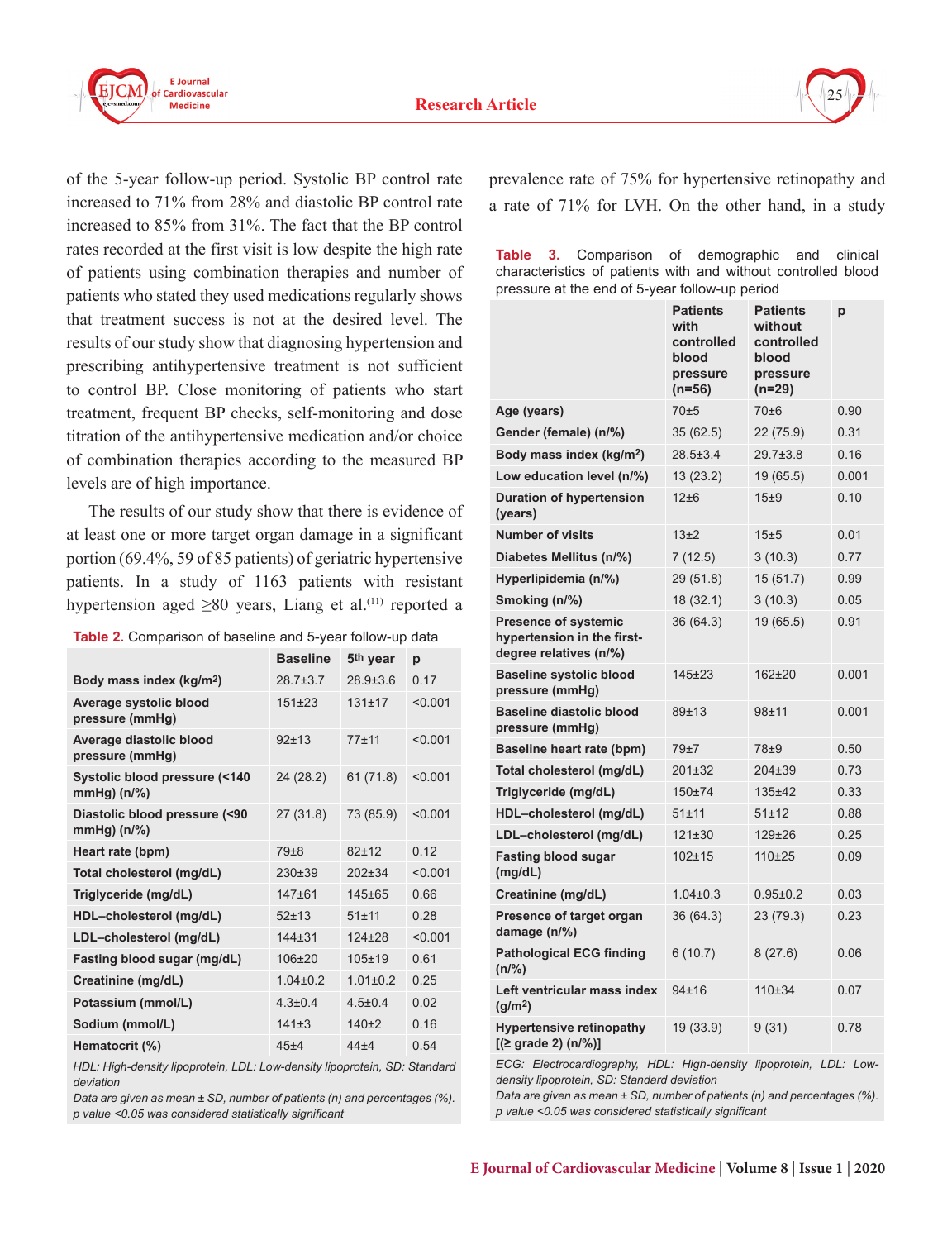of the 5-year follow-up period. Systolic BP control rate increased to 71% from 28% and diastolic BP control rate increased to 85% from 31%. The fact that the BP control rates recorded at the first visit is low despite the high rate of patients using combination therapies and number of patients who stated they used medications regularly shows that treatment success is not at the desired level. The results of our study show that diagnosing hypertension and prescribing antihypertensive treatment is not sufficient to control BP. Close monitoring of patients who start treatment, frequent BP checks, self-monitoring and dose titration of the antihypertensive medication and/or choice of combination therapies according to the measured BP levels are of high importance.

The results of our study show that there is evidence of at least one or more target organ damage in a significant portion (69.4%, 59 of 85 patients) of geriatric hypertensive patients. In a study of 1163 patients with resistant hypertension aged ≥80 years, Liang et al.[11] reported a prevalence rate of 75% for hypertensive retinopathy and a rate of 71% for LVH. On the other hand, in a study

**Table 2.** Comparison of baseline and 5-year follow-up data

| | Baseline | 5th year | p |
|---|---|---|---|
| **Body mass index (kg/m²)** | 28.7±3.7 | 28.9±3.6 | 0.17 |
| **Average systolic blood pressure (mmHg)** | 151±23 | 131±17 | <0.001 |
| **Average diastolic blood pressure (mmHg)** | 92±13 | 77±11 | <0.001 |
| **Systolic blood pressure (<140 mmHg) (n/%)** | 24 (28.2) | 61 (71.8) | <0.001 |
| **Diastolic blood pressure (<90 mmHg) (n/%)** | 27 (31.8) | 73 (85.9) | <0.001 |
| **Heart rate (bpm)** | 79±8 | 82±12 | 0.12 |
| **Total cholesterol (mg/dL)** | 230±39 | 202±34 | <0.001 |
| **Triglyceride (mg/dL)** | 147±61 | 145±65 | 0.66 |
| **HDL–cholesterol (mg/dL)** | 52±13 | 51±11 | 0.28 |
| **LDL–cholesterol (mg/dL)** | 144±31 | 124±28 | <0.001 |
| **Fasting blood sugar (mg/dL)** | 106±20 | 105±19 | 0.61 |
| **Creatinine (mg/dL)** | 1.04±0.2 | 1.01±0.2 | 0.25 |
| **Potassium (mmol/L)** | 4.3±0.4 | 4.5±0.4 | 0.02 |
| **Sodium (mmol/L)** | 141±3 | 140±2 | 0.16 |
| **Hematocrit (%)** | 45±4 | 44±4 | 0.54 |

*HDL: High-density lipoprotein, LDL: Low-density lipoprotein, SD: Standard deviation*
*Data are given as mean ± SD, number of patients (n) and percentages (%). p value <0.05 was considered statistically significant*

**Table 3.** Comparison of demographic and clinical characteristics of patients with and without controlled blood pressure at the end of 5-year follow-up period

| | Patients with controlled blood pressure (n=56) | Patients without controlled blood pressure (n=29) | p |
|---|---|---|---|
| **Age (years)** | 70±5 | 70±6 | 0.90 |
| **Gender (female) (n/%)** | 35 (62.5) | 22 (75.9) | 0.31 |
| **Body mass index (kg/m²)** | 28.5±3.4 | 29.7±3.8 | 0.16 |
| **Low education level (n/%)** | 13 (23.2) | 19 (65.5) | 0.001 |
| **Duration of hypertension (years)** | 12±6 | 15±9 | 0.10 |
| **Number of visits** | 13±2 | 15±5 | 0.01 |
| **Diabetes Mellitus (n/%)** | 7 (12.5) | 3 (10.3) | 0.77 |
| **Hyperlipidemia (n/%)** | 29 (51.8) | 15 (51.7) | 0.99 |
| **Smoking (n/%)** | 18 (32.1) | 3 (10.3) | 0.05 |
| **Presence of systemic hypertension in the first-degree relatives (n/%)** | 36 (64.3) | 19 (65.5) | 0.91 |
| **Baseline systolic blood pressure (mmHg)** | 145±23 | 162±20 | 0.001 |
| **Baseline diastolic blood pressure (mmHg)** | 89±13 | 98±11 | 0.001 |
| **Baseline heart rate (bpm)** | 79±7 | 78±9 | 0.50 |
| **Total cholesterol (mg/dL)** | 201±32 | 204±39 | 0.73 |
| **Triglyceride (mg/dL)** | 150±74 | 135±42 | 0.33 |
| **HDL–cholesterol (mg/dL)** | 51±11 | 51±12 | 0.88 |
| **LDL–cholesterol (mg/dL)** | 121±30 | 129±26 | 0.25 |
| **Fasting blood sugar (mg/dL)** | 102±15 | 110±25 | 0.09 |
| **Creatinine (mg/dL)** | 1.04±0.3 | 0.95±0.2 | 0.03 |
| **Presence of target organ damage (n/%)** | 36 (64.3) | 23 (79.3) | 0.23 |
| **Pathological ECG finding (n/%)** | 6 (10.7) | 8 (27.6) | 0.06 |
| **Left ventricular mass index (g/m²)** | 94±16 | 110±34 | 0.07 |
| **Hypertensive retinopathy [(≥ grade 2) (n/%)]** | 19 (33.9) | 9 (31) | 0.78 |

*ECG: Electrocardiography, HDL: High-density lipoprotein, LDL: Low-density lipoprotein, SD: Standard deviation*
*Data are given as mean ± SD, number of patients (n) and percentages (%). p value <0.05 was considered statistically significant*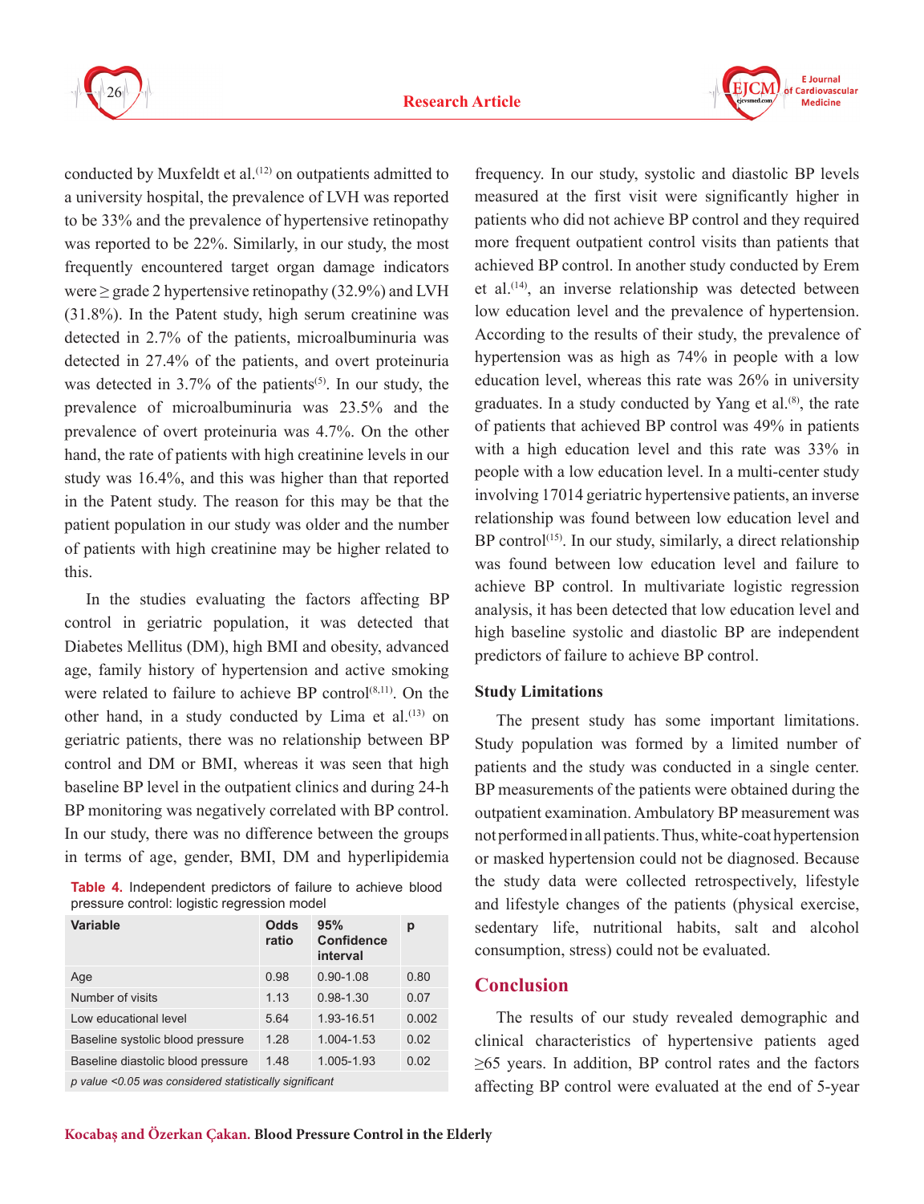conducted by Muxfeldt et al.[12] on outpatients admitted to a university hospital, the prevalence of LVH was reported to be 33% and the prevalence of hypertensive retinopathy was reported to be 22%. Similarly, in our study, the most frequently encountered target organ damage indicators were ≥ grade 2 hypertensive retinopathy (32.9%) and LVH (31.8%). In the Patent study, high serum creatinine was detected in 2.7% of the patients, microalbuminuria was detected in 27.4% of the patients, and overt proteinuria was detected in 3.7% of the patients[5]. In our study, the prevalence of microalbuminuria was 23.5% and the prevalence of overt proteinuria was 4.7%. On the other hand, the rate of patients with high creatinine levels in our study was 16.4%, and this was higher than that reported in the Patent study. The reason for this may be that the patient population in our study was older and the number of patients with high creatinine may be higher related to this.

In the studies evaluating the factors affecting BP control in geriatric population, it was detected that Diabetes Mellitus (DM), high BMI and obesity, advanced age, family history of hypertension and active smoking were related to failure to achieve BP control[8,11]. On the other hand, in a study conducted by Lima et al.[13] on geriatric patients, there was no relationship between BP control and DM or BMI, whereas it was seen that high baseline BP level in the outpatient clinics and during 24-h BP monitoring was negatively correlated with BP control. In our study, there was no difference between the groups in terms of age, gender, BMI, DM and hyperlipidemia frequency. In our study, systolic and diastolic BP levels measured at the first visit were significantly higher in patients who did not achieve BP control and they required more frequent outpatient control visits than patients that achieved BP control. In another study conducted by Erem et al.[14], an inverse relationship was detected between low education level and the prevalence of hypertension. According to the results of their study, the prevalence of hypertension was as high as 74% in people with a low education level, whereas this rate was 26% in university graduates. In a study conducted by Yang et al.[8], the rate of patients that achieved BP control was 49% in patients with a high education level and this rate was 33% in people with a low education level. In a multi-center study involving 17014 geriatric hypertensive patients, an inverse relationship was found between low education level and BP control[15]. In our study, similarly, a direct relationship was found between low education level and failure to achieve BP control. In multivariate logistic regression analysis, it has been detected that low education level and high baseline systolic and diastolic BP are independent predictors of failure to achieve BP control.

**Table 4.** Independent predictors of failure to achieve blood pressure control: logistic regression model

| Variable | Odds ratio | 95% Confidence interval | p |
|---|---|---|---|
| Age | 0.98 | 0.90-1.08 | 0.80 |
| Number of visits | 1.13 | 0.98-1.30 | 0.07 |
| Low educational level | 5.64 | 1.93-16.51 | 0.002 |
| Baseline systolic blood pressure | 1.28 | 1.004-1.53 | 0.02 |
| Baseline diastolic blood pressure | 1.48 | 1.005-1.93 | 0.02 |

*p value <0.05 was considered statistically significant*

### Study Limitations

The present study has some important limitations. Study population was formed by a limited number of patients and the study was conducted in a single center. BP measurements of the patients were obtained during the outpatient examination. Ambulatory BP measurement was not performed in all patients. Thus, white-coat hypertension or masked hypertension could not be diagnosed. Because the study data were collected retrospectively, lifestyle and lifestyle changes of the patients (physical exercise, sedentary life, nutritional habits, salt and alcohol consumption, stress) could not be evaluated.

## Conclusion

The results of our study revealed demographic and clinical characteristics of hypertensive patients aged ≥65 years. In addition, BP control rates and the factors affecting BP control were evaluated at the end of 5-year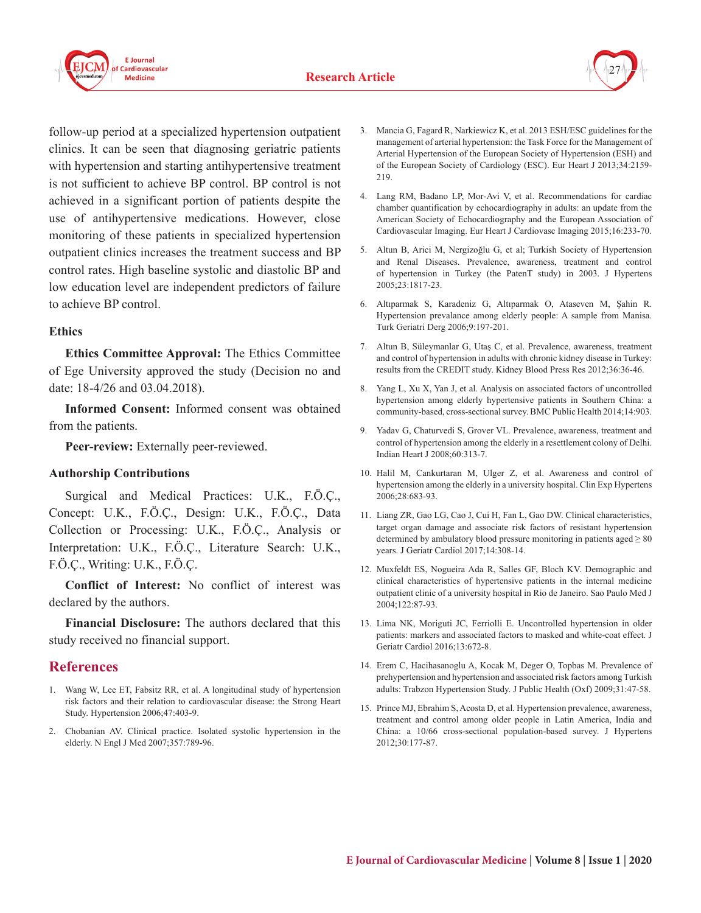follow-up period at a specialized hypertension outpatient clinics. It can be seen that diagnosing geriatric patients with hypertension and starting antihypertensive treatment is not sufficient to achieve BP control. BP control is not achieved in a significant portion of patients despite the use of antihypertensive medications. However, close monitoring of these patients in specialized hypertension outpatient clinics increases the treatment success and BP control rates. High baseline systolic and diastolic BP and low education level are independent predictors of failure to achieve BP control.

### Ethics

**Ethics Committee Approval:** The Ethics Committee of Ege University approved the study (Decision no and date: 18-4/26 and 03.04.2018).

**Informed Consent:** Informed consent was obtained from the patients.

**Peer-review:** Externally peer-reviewed.

### Authorship Contributions

Surgical and Medical Practices: U.K., F.Ö.Ç., Concept: U.K., F.Ö.Ç., Design: U.K., F.Ö.Ç., Data Collection or Processing: U.K., F.Ö.Ç., Analysis or Interpretation: U.K., F.Ö.Ç., Literature Search: U.K., F.Ö.Ç., Writing: U.K., F.Ö.Ç.

**Conflict of Interest:** No conflict of interest was declared by the authors.

**Financial Disclosure:** The authors declared that this study received no financial support.

## References

1. Wang W, Lee ET, Fabsitz RR, et al. A longitudinal study of hypertension risk factors and their relation to cardiovascular disease: the Strong Heart Study. Hypertension 2006;47:403-9.
2. Chobanian AV. Clinical practice. Isolated systolic hypertension in the elderly. N Engl J Med 2007;357:789-96.
3. Mancia G, Fagard R, Narkiewicz K, et al. 2013 ESH/ESC guidelines for the management of arterial hypertension: the Task Force for the Management of Arterial Hypertension of the European Society of Hypertension (ESH) and of the European Society of Cardiology (ESC). Eur Heart J 2013;34:2159-219.
4. Lang RM, Badano LP, Mor-Avi V, et al. Recommendations for cardiac chamber quantification by echocardiography in adults: an update from the American Society of Echocardiography and the European Association of Cardiovascular Imaging. Eur Heart J Cardiovasc Imaging 2015;16:233-70.
5. Altun B, Arici M, Nergizoğlu G, et al; Turkish Society of Hypertension and Renal Diseases. Prevalence, awareness, treatment and control of hypertension in Turkey (the PatenT study) in 2003. J Hypertens 2005;23:1817-23.
6. Altıparmak S, Karadeniz G, Altıparmak O, Ataseven M, Şahin R. Hypertension prevalance among elderly people: A sample from Manisa. Turk Geriatri Derg 2006;9:197-201.
7. Altun B, Süleymanlar G, Utaş C, et al. Prevalence, awareness, treatment and control of hypertension in adults with chronic kidney disease in Turkey: results from the CREDIT study. Kidney Blood Press Res 2012;36:36-46.
8. Yang L, Xu X, Yan J, et al. Analysis on associated factors of uncontrolled hypertension among elderly hypertensive patients in Southern China: a community-based, cross-sectional survey. BMC Public Health 2014;14:903.
9. Yadav G, Chaturvedi S, Grover VL. Prevalence, awareness, treatment and control of hypertension among the elderly in a resettlement colony of Delhi. Indian Heart J 2008;60:313-7.
10. Halil M, Cankurtaran M, Ulger Z, et al. Awareness and control of hypertension among the elderly in a university hospital. Clin Exp Hypertens 2006;28:683-93.
11. Liang ZR, Gao LG, Cao J, Cui H, Fan L, Gao DW. Clinical characteristics, target organ damage and associate risk factors of resistant hypertension determined by ambulatory blood pressure monitoring in patients aged ≥ 80 years. J Geriatr Cardiol 2017;14:308-14.
12. Muxfeldt ES, Nogueira Ada R, Salles GF, Bloch KV. Demographic and clinical characteristics of hypertensive patients in the internal medicine outpatient clinic of a university hospital in Rio de Janeiro. Sao Paulo Med J 2004;122:87-93.
13. Lima NK, Moriguti JC, Ferriolli E. Uncontrolled hypertension in older patients: markers and associated factors to masked and white-coat effect. J Geriatr Cardiol 2016;13:672-8.
14. Erem C, Hacihasanoglu A, Kocak M, Deger O, Topbas M. Prevalence of prehypertension and hypertension and associated risk factors among Turkish adults: Trabzon Hypertension Study. J Public Health (Oxf) 2009;31:47-58.
15. Prince MJ, Ebrahim S, Acosta D, et al. Hypertension prevalence, awareness, treatment and control among older people in Latin America, India and China: a 10/66 cross-sectional population-based survey. J Hypertens 2012;30:177-87.